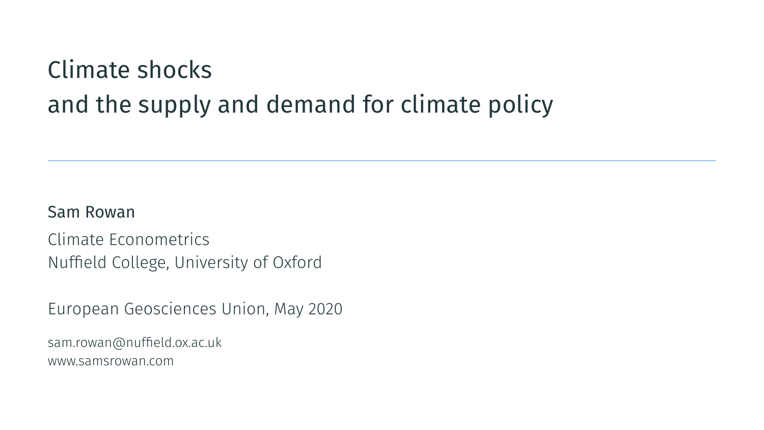# Climate shocks and the supply and demand for climate policy

---

Sam Rowan

Climate Econometrics
Nuffield College, University of Oxford

European Geosciences Union, May 2020

sam.rowan@nuffield.ox.ac.uk
www.samsrowan.com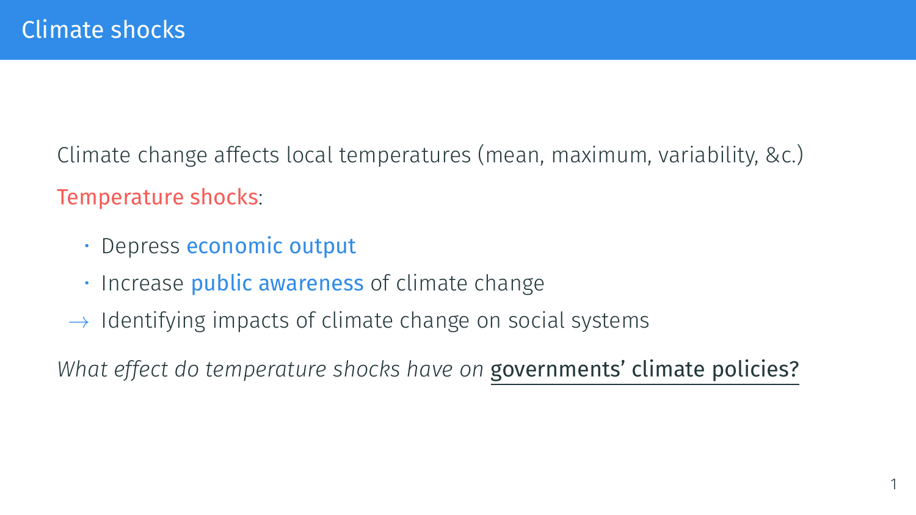# Climate shocks

Climate change affects local temperatures (mean, maximum, variability, &c.)

Temperature shocks:

- Depress economic output
- Increase public awareness of climate change

→ Identifying impacts of climate change on social systems

*What effect do temperature shocks have on* governments' climate policies?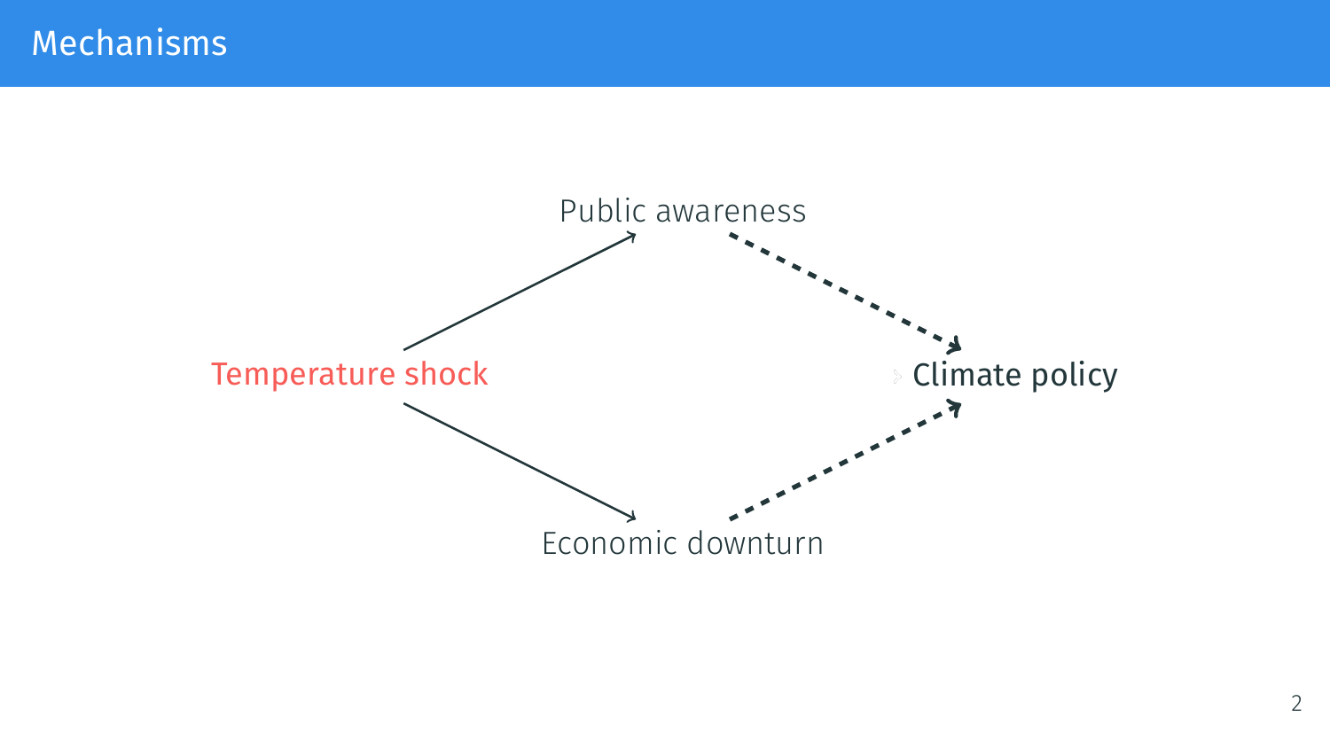# Mechanisms

Public awareness

Temperature shock

Climate policy

Economic downturn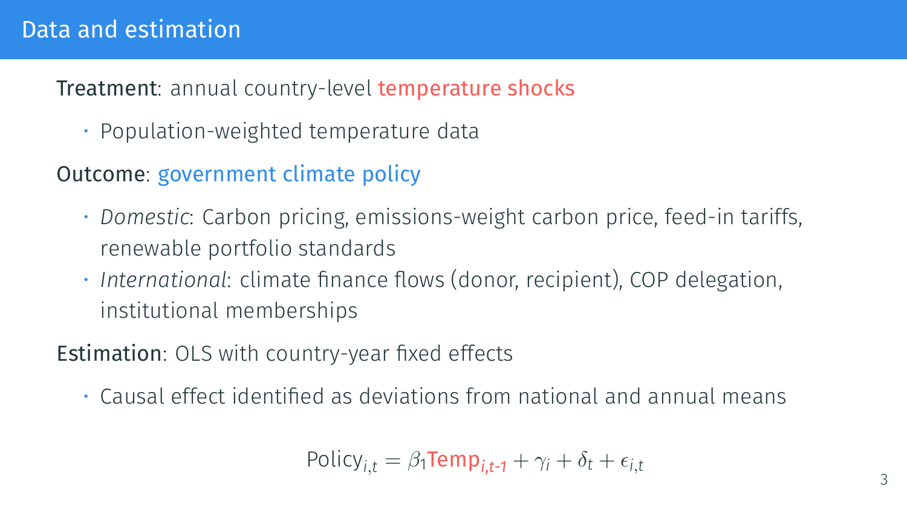# Data and estimation

**Treatment**: annual country-level temperature shocks

- Population-weighted temperature data

**Outcome**: government climate policy

- *Domestic*: Carbon pricing, emissions-weight carbon price, feed-in tariffs, renewable portfolio standards
- *International*: climate finance flows (donor, recipient), COP delegation, institutional memberships

**Estimation**: OLS with country-year fixed effects

- Causal effect identified as deviations from national and annual means

$$\text{Policy}_{i,t} = \beta_1 \text{Temp}_{i,t\text{-}1} + \gamma_i + \delta_t + \epsilon_{i,t}$$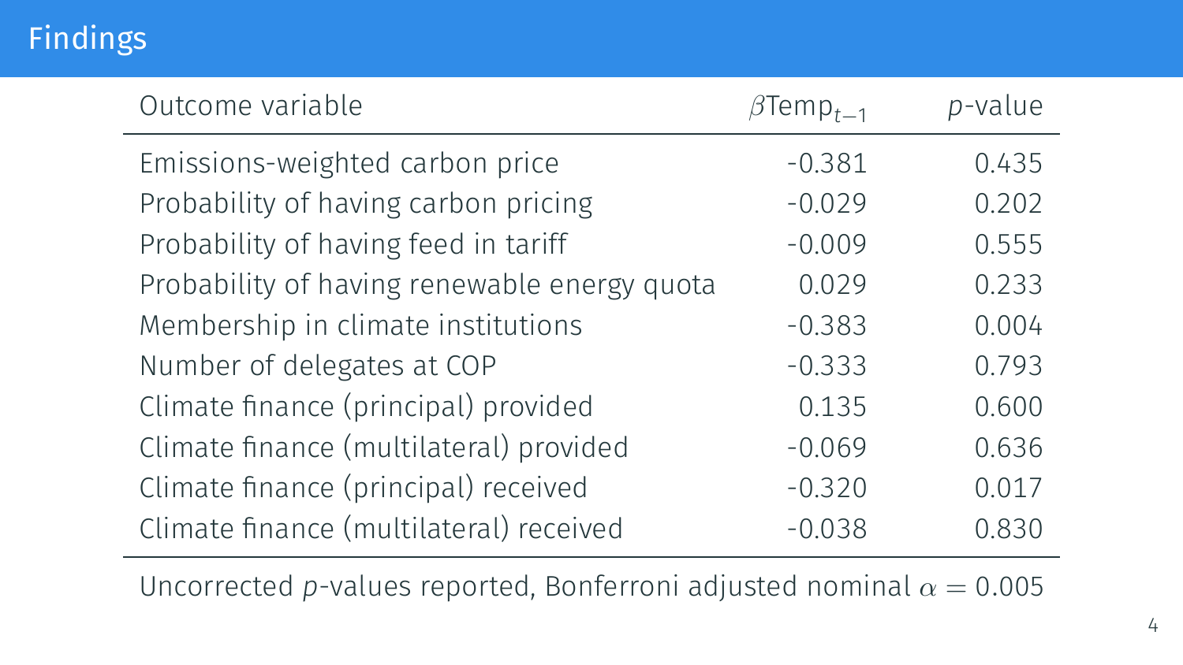# Findings

| Outcome variable | $\beta\text{Temp}_{t-1}$ | $p$-value |
|---|---|---|
| Emissions-weighted carbon price | -0.381 | 0.435 |
| Probability of having carbon pricing | -0.029 | 0.202 |
| Probability of having feed in tariff | -0.009 | 0.555 |
| Probability of having renewable energy quota | 0.029 | 0.233 |
| Membership in climate institutions | -0.383 | 0.004 |
| Number of delegates at COP | -0.333 | 0.793 |
| Climate finance (principal) provided | 0.135 | 0.600 |
| Climate finance (multilateral) provided | -0.069 | 0.636 |
| Climate finance (principal) received | -0.320 | 0.017 |
| Climate finance (multilateral) received | -0.038 | 0.830 |

Uncorrected $p$-values reported, Bonferroni adjusted nominal $\alpha = 0.005$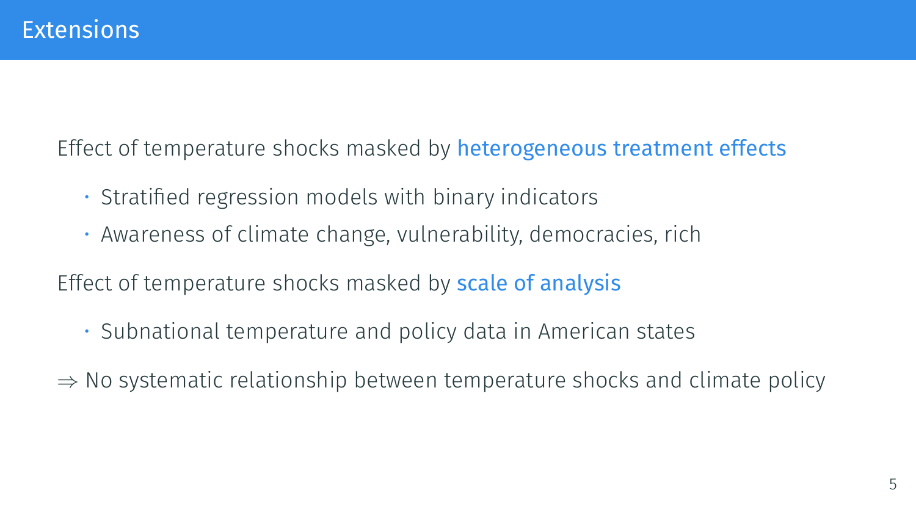# Extensions

Effect of temperature shocks masked by heterogeneous treatment effects

- Stratified regression models with binary indicators
- Awareness of climate change, vulnerability, democracies, rich

Effect of temperature shocks masked by scale of analysis

- Subnational temperature and policy data in American states

$\Rightarrow$ No systematic relationship between temperature shocks and climate policy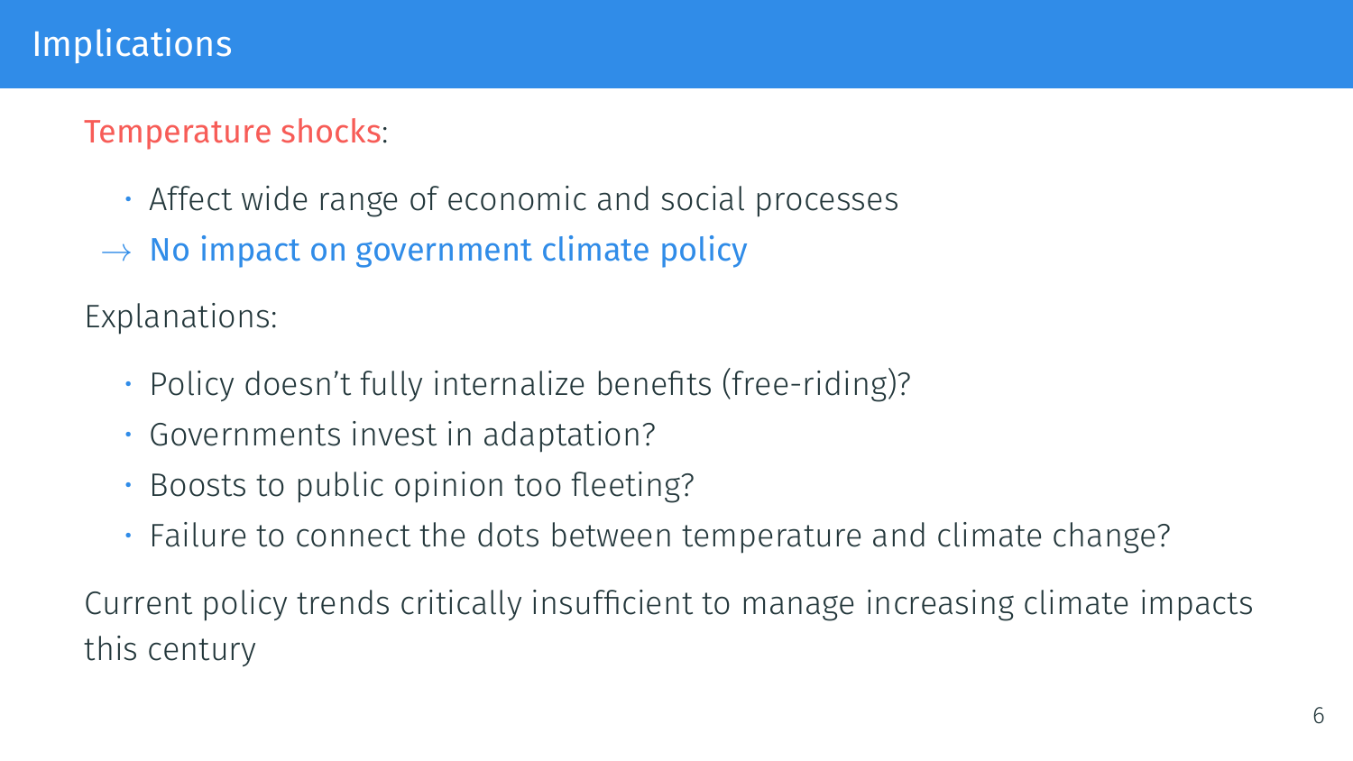# Implications

Temperature shocks:

- Affect wide range of economic and social processes

→ No impact on government climate policy

Explanations:

- Policy doesn't fully internalize benefits (free-riding)?
- Governments invest in adaptation?
- Boosts to public opinion too fleeting?
- Failure to connect the dots between temperature and climate change?

Current policy trends critically insufficient to manage increasing climate impacts this century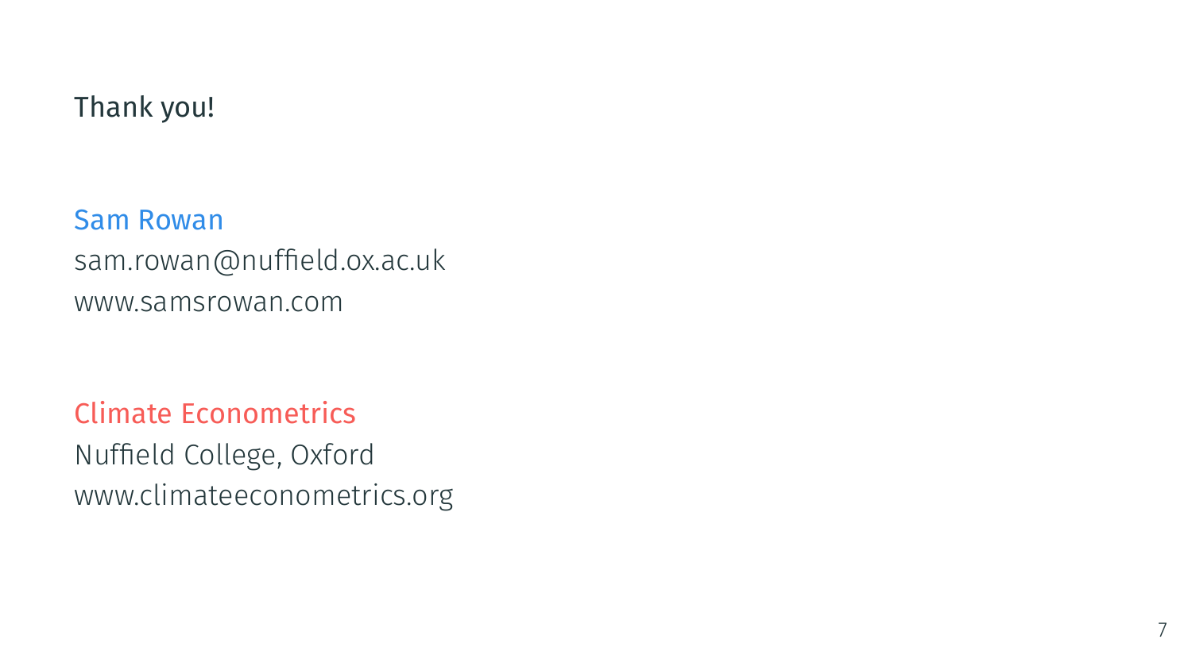Thank you!

Sam Rowan
sam.rowan@nuffield.ox.ac.uk
www.samsrowan.com

Climate Econometrics
Nuffield College, Oxford
www.climateeconometrics.org